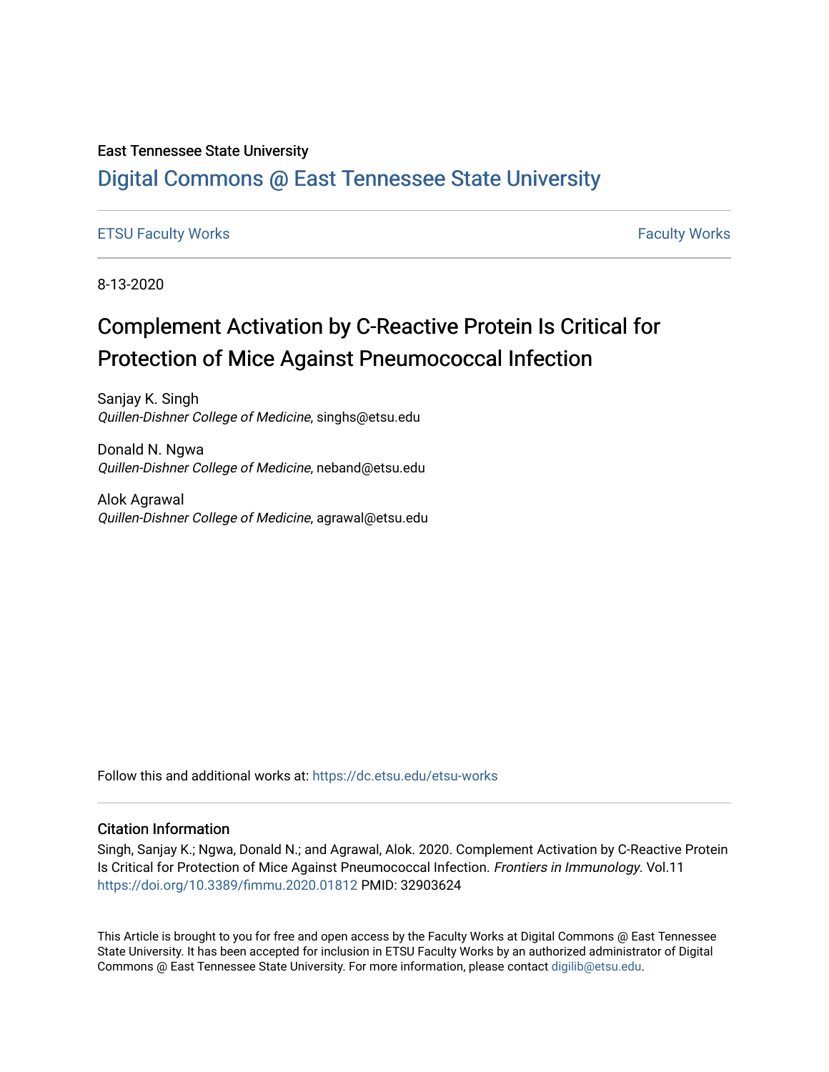East Tennessee State University

# Digital Commons @ East Tennessee State University

ETSU Faculty Works

Faculty Works

8-13-2020

# Complement Activation by C-Reactive Protein Is Critical for Protection of Mice Against Pneumococcal Infection

Sanjay K. Singh
*Quillen-Dishner College of Medicine*, singhs@etsu.edu

Donald N. Ngwa
*Quillen-Dishner College of Medicine*, neband@etsu.edu

Alok Agrawal
*Quillen-Dishner College of Medicine*, agrawal@etsu.edu

Follow this and additional works at: https://dc.etsu.edu/etsu-works

## Citation Information

Singh, Sanjay K.; Ngwa, Donald N.; and Agrawal, Alok. 2020. Complement Activation by C-Reactive Protein Is Critical for Protection of Mice Against Pneumococcal Infection. *Frontiers in Immunology*. Vol.11 https://doi.org/10.3389/fimmu.2020.01812 PMID: 32903624

This Article is brought to you for free and open access by the Faculty Works at Digital Commons @ East Tennessee State University. It has been accepted for inclusion in ETSU Faculty Works by an authorized administrator of Digital Commons @ East Tennessee State University. For more information, please contact digilib@etsu.edu.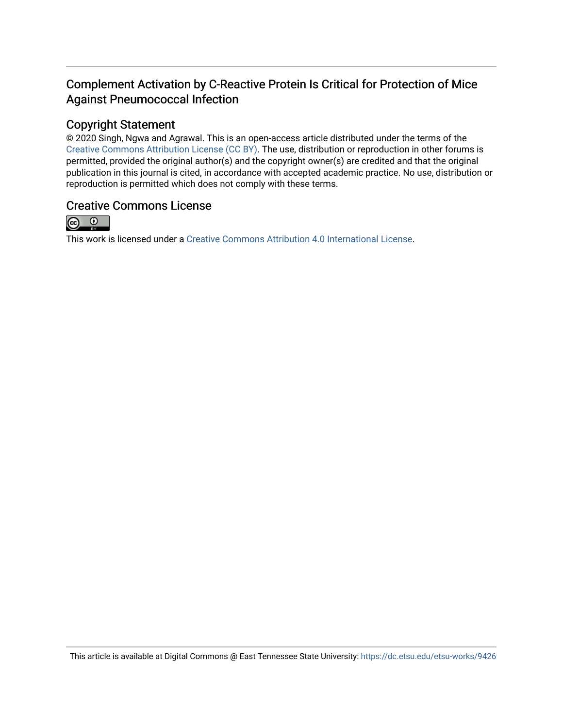# Complement Activation by C-Reactive Protein Is Critical for Protection of Mice Against Pneumococcal Infection

## Copyright Statement

© 2020 Singh, Ngwa and Agrawal. This is an open-access article distributed under the terms of the Creative Commons Attribution License (CC BY). The use, distribution or reproduction in other forums is permitted, provided the original author(s) and the copyright owner(s) are credited and that the original publication in this journal is cited, in accordance with accepted academic practice. No use, distribution or reproduction is permitted which does not comply with these terms.

## Creative Commons License

This work is licensed under a Creative Commons Attribution 4.0 International License.

This article is available at Digital Commons @ East Tennessee State University: https://dc.etsu.edu/etsu-works/9426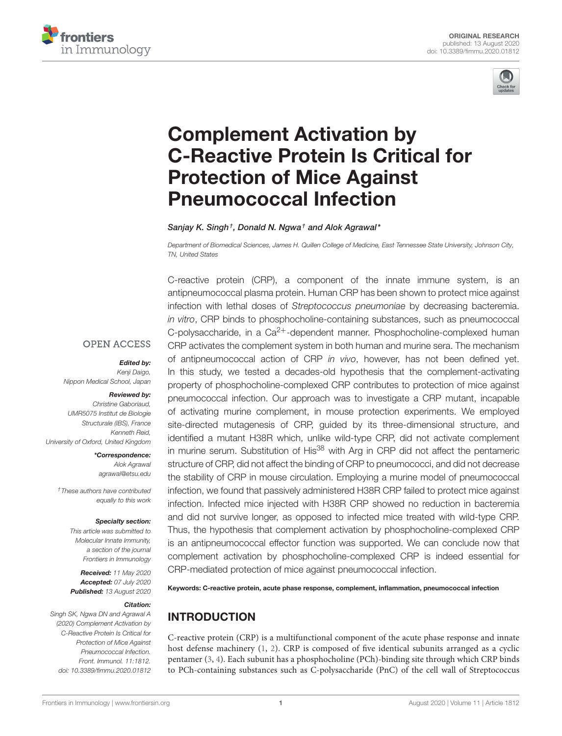# Complement Activation by C-Reactive Protein Is Critical for Protection of Mice Against Pneumococcal Infection

*Sanjay K. Singh†, Donald N. Ngwa† and Alok Agrawal\**

*Department of Biomedical Sciences, James H. Quillen College of Medicine, East Tennessee State University, Johnson City, TN, United States*

C-reactive protein (CRP), a component of the innate immune system, is an antipneumococcal plasma protein. Human CRP has been shown to protect mice against infection with lethal doses of *Streptococcus pneumoniae* by decreasing bacteremia. *in vitro*, CRP binds to phosphocholine-containing substances, such as pneumococcal C-polysaccharide, in a $Ca^{2+}$-dependent manner. Phosphocholine-complexed human CRP activates the complement system in both human and murine sera. The mechanism of antipneumococcal action of CRP *in vivo*, however, has not been defined yet. In this study, we tested a decades-old hypothesis that the complement-activating property of phosphocholine-complexed CRP contributes to protection of mice against pneumococcal infection. Our approach was to investigate a CRP mutant, incapable of activating murine complement, in mouse protection experiments. We employed site-directed mutagenesis of CRP, guided by its three-dimensional structure, and identified a mutant H38R which, unlike wild-type CRP, did not activate complement in murine serum. Substitution of $His^{38}$ with Arg in CRP did not affect the pentameric structure of CRP, did not affect the binding of CRP to pneumococci, and did not decrease the stability of CRP in mouse circulation. Employing a murine model of pneumococcal infection, we found that passively administered H38R CRP failed to protect mice against infection. Infected mice injected with H38R CRP showed no reduction in bacteremia and did not survive longer, as opposed to infected mice treated with wild-type CRP. Thus, the hypothesis that complement activation by phosphocholine-complexed CRP is an antipneumococcal effector function was supported. We can conclude now that complement activation by phosphocholine-complexed CRP is indeed essential for CRP-mediated protection of mice against pneumococcal infection.

**Keywords: C-reactive protein, acute phase response, complement, inflammation, pneumococcal infection**

OPEN ACCESS

***Edited by:***
Kenji Daigo,
Nippon Medical School, Japan

***Reviewed by:***
Christine Gaboriaud,
UMR5075 Institut de Biologie Structurale (IBS), France
Kenneth Reid,
University of Oxford, United Kingdom

***\*Correspondence:***
Alok Agrawal
agrawal@etsu.edu

*†These authors have contributed equally to this work*

***Specialty section:***
*This article was submitted to Molecular Innate Immunity, a section of the journal Frontiers in Immunology*

***Received:*** *11 May 2020*
***Accepted:*** *07 July 2020*
***Published:*** *13 August 2020*

***Citation:***
*Singh SK, Ngwa DN and Agrawal A (2020) Complement Activation by C-Reactive Protein Is Critical for Protection of Mice Against Pneumococcal Infection. Front. Immunol. 11:1812. doi: 10.3389/fimmu.2020.01812*

## INTRODUCTION

C-reactive protein (CRP) is a multifunctional component of the acute phase response and innate host defense machinery (1, 2). CRP is composed of five identical subunits arranged as a cyclic pentamer (3, 4). Each subunit has a phosphocholine (PCh)-binding site through which CRP binds to PCh-containing substances such as C-polysaccharide (PnC) of the cell wall of Streptococcus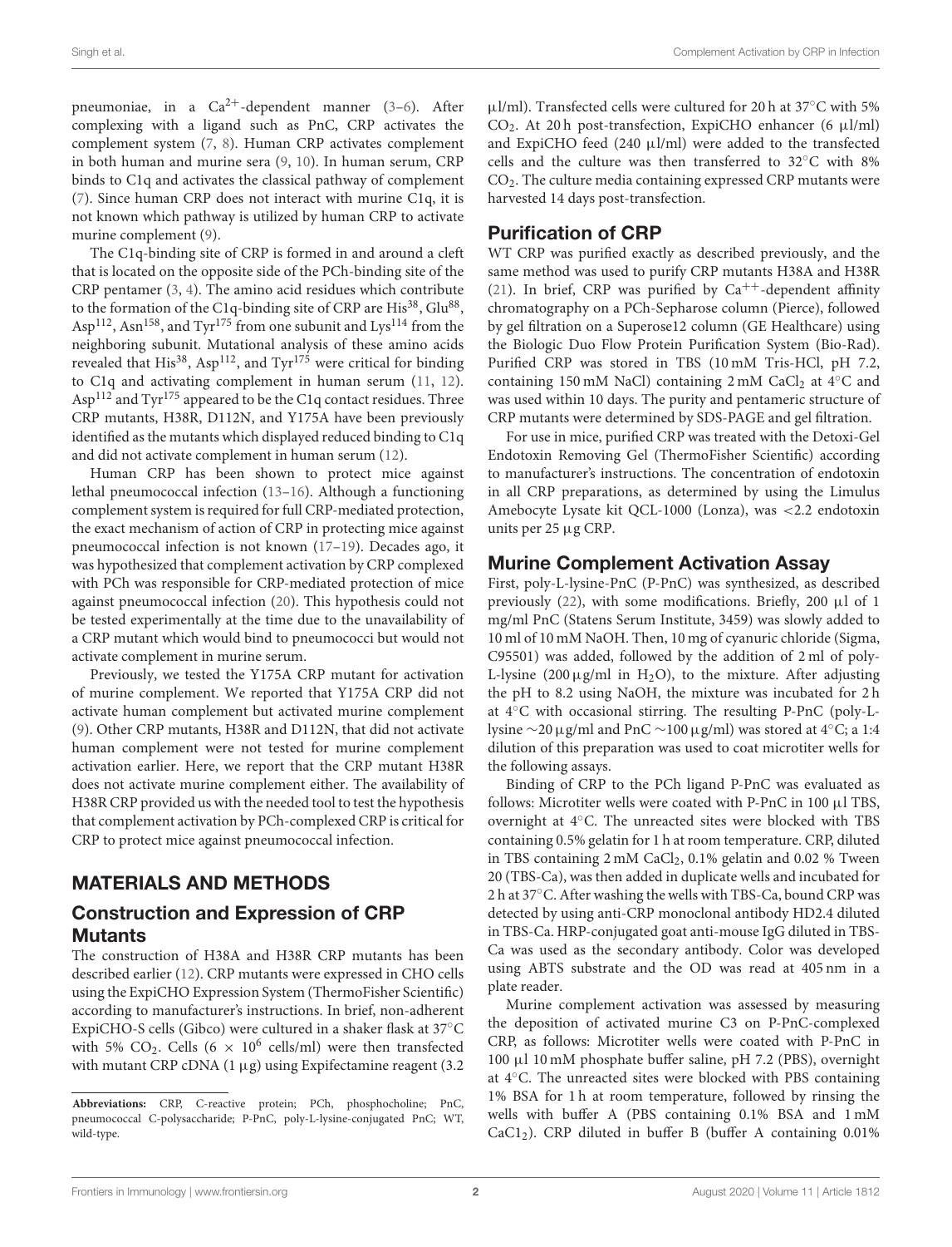pneumoniae, in a $Ca^{2+}$-dependent manner (3–6). After complexing with a ligand such as PnC, CRP activates the complement system (7, 8). Human CRP activates complement in both human and murine sera (9, 10). In human serum, CRP binds to C1q and activates the classical pathway of complement (7). Since human CRP does not interact with murine C1q, it is not known which pathway is utilized by human CRP to activate murine complement (9).

The C1q-binding site of CRP is formed in and around a cleft that is located on the opposite side of the PCh-binding site of the CRP pentamer (3, 4). The amino acid residues which contribute to the formation of the C1q-binding site of CRP are $His^{38}$, $Glu^{88}$, $Asp^{112}$, $Asn^{158}$, and $Tyr^{175}$ from one subunit and $Lys^{114}$ from the neighboring subunit. Mutational analysis of these amino acids revealed that $His^{38}$, $Asp^{112}$, and $Tyr^{175}$ were critical for binding to C1q and activating complement in human serum (11, 12). $Asp^{112}$ and $Tyr^{175}$ appeared to be the C1q contact residues. Three CRP mutants, H38R, D112N, and Y175A have been previously identified as the mutants which displayed reduced binding to C1q and did not activate complement in human serum (12).

Human CRP has been shown to protect mice against lethal pneumococcal infection (13–16). Although a functioning complement system is required for full CRP-mediated protection, the exact mechanism of action of CRP in protecting mice against pneumococcal infection is not known (17–19). Decades ago, it was hypothesized that complement activation by CRP complexed with PCh was responsible for CRP-mediated protection of mice against pneumococcal infection (20). This hypothesis could not be tested experimentally at the time due to the unavailability of a CRP mutant which would bind to pneumococci but would not activate complement in murine serum.

Previously, we tested the Y175A CRP mutant for activation of murine complement. We reported that Y175A CRP did not activate human complement but activated murine complement (9). Other CRP mutants, H38R and D112N, that did not activate human complement were not tested for murine complement activation earlier. Here, we report that the CRP mutant H38R does not activate murine complement either. The availability of H38R CRP provided us with the needed tool to test the hypothesis that complement activation by PCh-complexed CRP is critical for CRP to protect mice against pneumococcal infection.

## MATERIALS AND METHODS

### Construction and Expression of CRP Mutants

The construction of H38A and H38R CRP mutants has been described earlier (12). CRP mutants were expressed in CHO cells using the ExpiCHO Expression System (ThermoFisher Scientific) according to manufacturer's instructions. In brief, non-adherent ExpiCHO-S cells (Gibco) were cultured in a shaker flask at 37°C with 5% $CO_2$. Cells ($6 \times 10^6$ cells/ml) were then transfected with mutant CRP cDNA (1 μg) using Expifectamine reagent (3.2 μl/ml). Transfected cells were cultured for 20 h at 37°C with 5% $CO_2$. At 20 h post-transfection, ExpiCHO enhancer (6 μl/ml) and ExpiCHO feed (240 μl/ml) were added to the transfected cells and the culture was then transferred to 32°C with 8% $CO_2$. The culture media containing expressed CRP mutants were harvested 14 days post-transfection.

### Purification of CRP

WT CRP was purified exactly as described previously, and the same method was used to purify CRP mutants H38A and H38R (21). In brief, CRP was purified by $Ca^{++}$-dependent affinity chromatography on a PCh-Sepharose column (Pierce), followed by gel filtration on a Superose12 column (GE Healthcare) using the Biologic Duo Flow Protein Purification System (Bio-Rad). Purified CRP was stored in TBS (10 mM Tris-HCl, pH 7.2, containing 150 mM NaCl) containing 2 mM $CaCl_2$ at 4°C and was used within 10 days. The purity and pentameric structure of CRP mutants were determined by SDS-PAGE and gel filtration.

For use in mice, purified CRP was treated with the Detoxi-Gel Endotoxin Removing Gel (ThermoFisher Scientific) according to manufacturer's instructions. The concentration of endotoxin in all CRP preparations, as determined by using the Limulus Amebocyte Lysate kit QCL-1000 (Lonza), was <2.2 endotoxin units per 25 μg CRP.

### Murine Complement Activation Assay

First, poly-L-lysine-PnC (P-PnC) was synthesized, as described previously (22), with some modifications. Briefly, 200 μl of 1 mg/ml PnC (Statens Serum Institute, 3459) was slowly added to 10 ml of 10 mM NaOH. Then, 10 mg of cyanuric chloride (Sigma, C95501) was added, followed by the addition of 2 ml of poly-L-lysine (200 μg/ml in $H_2O$), to the mixture. After adjusting the pH to 8.2 using NaOH, the mixture was incubated for 2 h at 4°C with occasional stirring. The resulting P-PnC (poly-L-lysine ~20 μg/ml and PnC ~100 μg/ml) was stored at 4°C; a 1:4 dilution of this preparation was used to coat microtiter wells for the following assays.

Binding of CRP to the PCh ligand P-PnC was evaluated as follows: Microtiter wells were coated with P-PnC in 100 μl TBS, overnight at 4°C. The unreacted sites were blocked with TBS containing 0.5% gelatin for 1 h at room temperature. CRP, diluted in TBS containing 2 mM $CaCl_2$, 0.1% gelatin and 0.02 % Tween 20 (TBS-Ca), was then added in duplicate wells and incubated for 2 h at 37°C. After washing the wells with TBS-Ca, bound CRP was detected by using anti-CRP monoclonal antibody HD2.4 diluted in TBS-Ca. HRP-conjugated goat anti-mouse IgG diluted in TBS-Ca was used as the secondary antibody. Color was developed using ABTS substrate and the OD was read at 405 nm in a plate reader.

Murine complement activation was assessed by measuring the deposition of activated murine C3 on P-PnC-complexed CRP, as follows: Microtiter wells were coated with P-PnC in 100 μl 10 mM phosphate buffer saline, pH 7.2 (PBS), overnight at 4°C. The unreacted sites were blocked with PBS containing 1% BSA for 1 h at room temperature, followed by rinsing the wells with buffer A (PBS containing 0.1% BSA and 1 mM $CaCl_2$). CRP diluted in buffer B (buffer A containing 0.01%

**Abbreviations:** CRP, C-reactive protein; PCh, phosphocholine; PnC, pneumococcal C-polysaccharide; P-PnC, poly-L-lysine-conjugated PnC; WT, wild-type.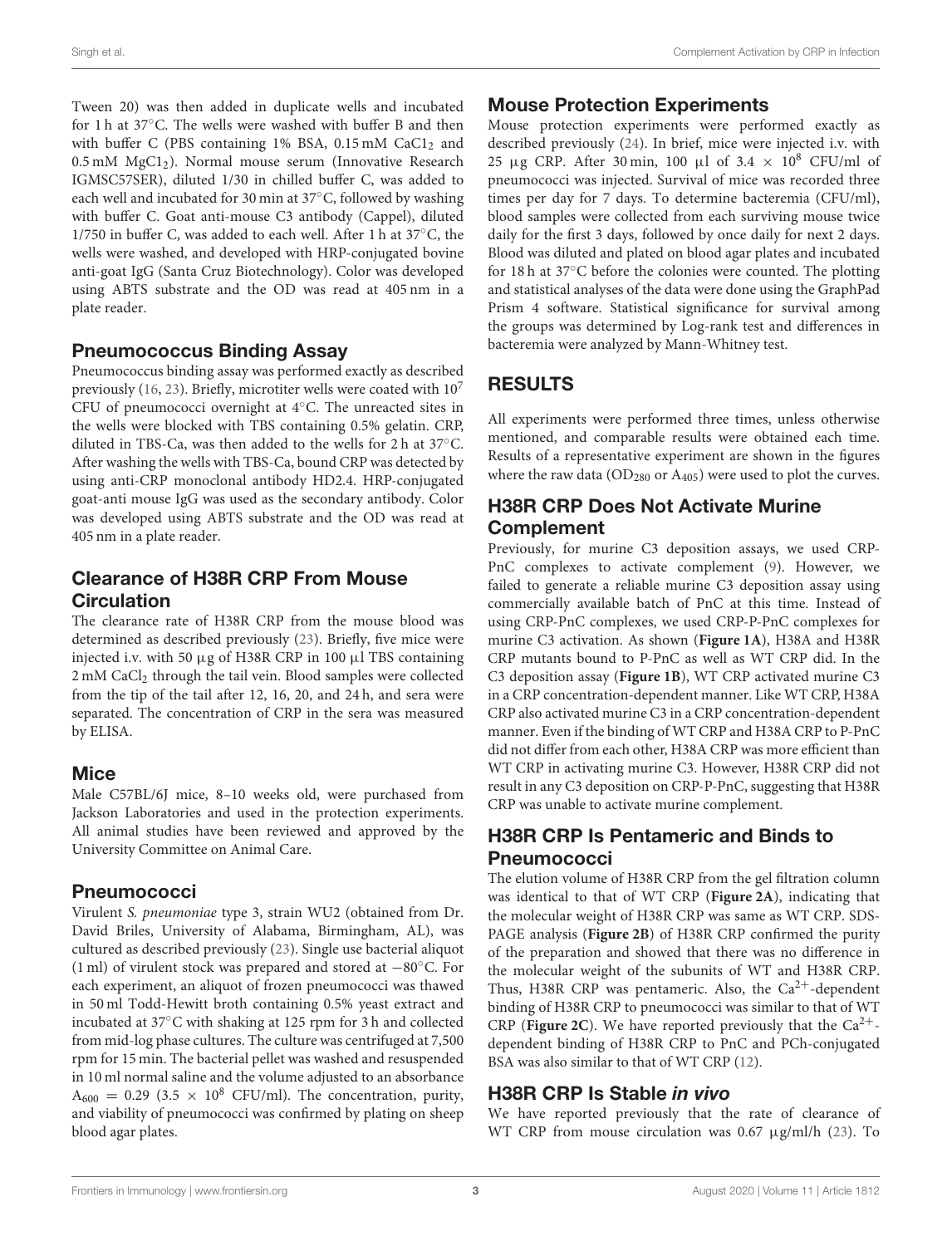Tween 20) was then added in duplicate wells and incubated for 1 h at 37°C. The wells were washed with buffer B and then with buffer C (PBS containing 1% BSA, 0.15 mM $CaCl_2$ and 0.5 mM $MgCl_2$). Normal mouse serum (Innovative Research IGMSC57SER), diluted 1/30 in chilled buffer C, was added to each well and incubated for 30 min at 37°C, followed by washing with buffer C. Goat anti-mouse C3 antibody (Cappel), diluted 1/750 in buffer C, was added to each well. After 1 h at 37°C, the wells were washed, and developed with HRP-conjugated bovine anti-goat IgG (Santa Cruz Biotechnology). Color was developed using ABTS substrate and the OD was read at 405 nm in a plate reader.

## Pneumococcus Binding Assay

Pneumococcus binding assay was performed exactly as described previously (16, 23). Briefly, microtiter wells were coated with $10^7$ CFU of pneumococci overnight at 4°C. The unreacted sites in the wells were blocked with TBS containing 0.5% gelatin. CRP, diluted in TBS-Ca, was then added to the wells for 2 h at 37°C. After washing the wells with TBS-Ca, bound CRP was detected by using anti-CRP monoclonal antibody HD2.4. HRP-conjugated goat-anti mouse IgG was used as the secondary antibody. Color was developed using ABTS substrate and the OD was read at 405 nm in a plate reader.

## Clearance of H38R CRP From Mouse Circulation

The clearance rate of H38R CRP from the mouse blood was determined as described previously (23). Briefly, five mice were injected i.v. with 50 μg of H38R CRP in 100 μl TBS containing 2 mM $CaCl_2$ through the tail vein. Blood samples were collected from the tip of the tail after 12, 16, 20, and 24 h, and sera were separated. The concentration of CRP in the sera was measured by ELISA.

## Mice

Male C57BL/6J mice, 8–10 weeks old, were purchased from Jackson Laboratories and used in the protection experiments. All animal studies have been reviewed and approved by the University Committee on Animal Care.

## Pneumococci

Virulent *S. pneumoniae* type 3, strain WU2 (obtained from Dr. David Briles, University of Alabama, Birmingham, AL), was cultured as described previously (23). Single use bacterial aliquot (1 ml) of virulent stock was prepared and stored at −80°C. For each experiment, an aliquot of frozen pneumococci was thawed in 50 ml Todd-Hewitt broth containing 0.5% yeast extract and incubated at 37°C with shaking at 125 rpm for 3 h and collected from mid-log phase cultures. The culture was centrifuged at 7,500 rpm for 15 min. The bacterial pellet was washed and resuspended in 10 ml normal saline and the volume adjusted to an absorbance $A_{600} = 0.29$ ($3.5 \times 10^8$ CFU/ml). The concentration, purity, and viability of pneumococci was confirmed by plating on sheep blood agar plates.

## Mouse Protection Experiments

Mouse protection experiments were performed exactly as described previously (24). In brief, mice were injected i.v. with 25 μg CRP. After 30 min, 100 μl of $3.4 \times 10^8$ CFU/ml of pneumococci was injected. Survival of mice was recorded three times per day for 7 days. To determine bacteremia (CFU/ml), blood samples were collected from each surviving mouse twice daily for the first 3 days, followed by once daily for next 2 days. Blood was diluted and plated on blood agar plates and incubated for 18 h at 37°C before the colonies were counted. The plotting and statistical analyses of the data were done using the GraphPad Prism 4 software. Statistical significance for survival among the groups was determined by Log-rank test and differences in bacteremia were analyzed by Mann-Whitney test.

# RESULTS

All experiments were performed three times, unless otherwise mentioned, and comparable results were obtained each time. Results of a representative experiment are shown in the figures where the raw data ($OD_{280}$ or $A_{405}$) were used to plot the curves.

## H38R CRP Does Not Activate Murine Complement

Previously, for murine C3 deposition assays, we used CRP-PnC complexes to activate complement (9). However, we failed to generate a reliable murine C3 deposition assay using commercially available batch of PnC at this time. Instead of using CRP-PnC complexes, we used CRP-P-PnC complexes for murine C3 activation. As shown (**Figure 1A**), H38A and H38R CRP mutants bound to P-PnC as well as WT CRP did. In the C3 deposition assay (**Figure 1B**), WT CRP activated murine C3 in a CRP concentration-dependent manner. Like WT CRP, H38A CRP also activated murine C3 in a CRP concentration-dependent manner. Even if the binding of WT CRP and H38A CRP to P-PnC did not differ from each other, H38A CRP was more efficient than WT CRP in activating murine C3. However, H38R CRP did not result in any C3 deposition on CRP-P-PnC, suggesting that H38R CRP was unable to activate murine complement.

## H38R CRP Is Pentameric and Binds to Pneumococci

The elution volume of H38R CRP from the gel filtration column was identical to that of WT CRP (**Figure 2A**), indicating that the molecular weight of H38R CRP was same as WT CRP. SDS-PAGE analysis (**Figure 2B**) of H38R CRP confirmed the purity of the preparation and showed that there was no difference in the molecular weight of the subunits of WT and H38R CRP. Thus, H38R CRP was pentameric. Also, the $Ca^{2+}$-dependent binding of H38R CRP to pneumococci was similar to that of WT CRP (**Figure 2C**). We have reported previously that the $Ca^{2+}$-dependent binding of H38R CRP to PnC and PCh-conjugated BSA was also similar to that of WT CRP (12).

## H38R CRP Is Stable *in vivo*

We have reported previously that the rate of clearance of WT CRP from mouse circulation was 0.67 μg/ml/h (23). To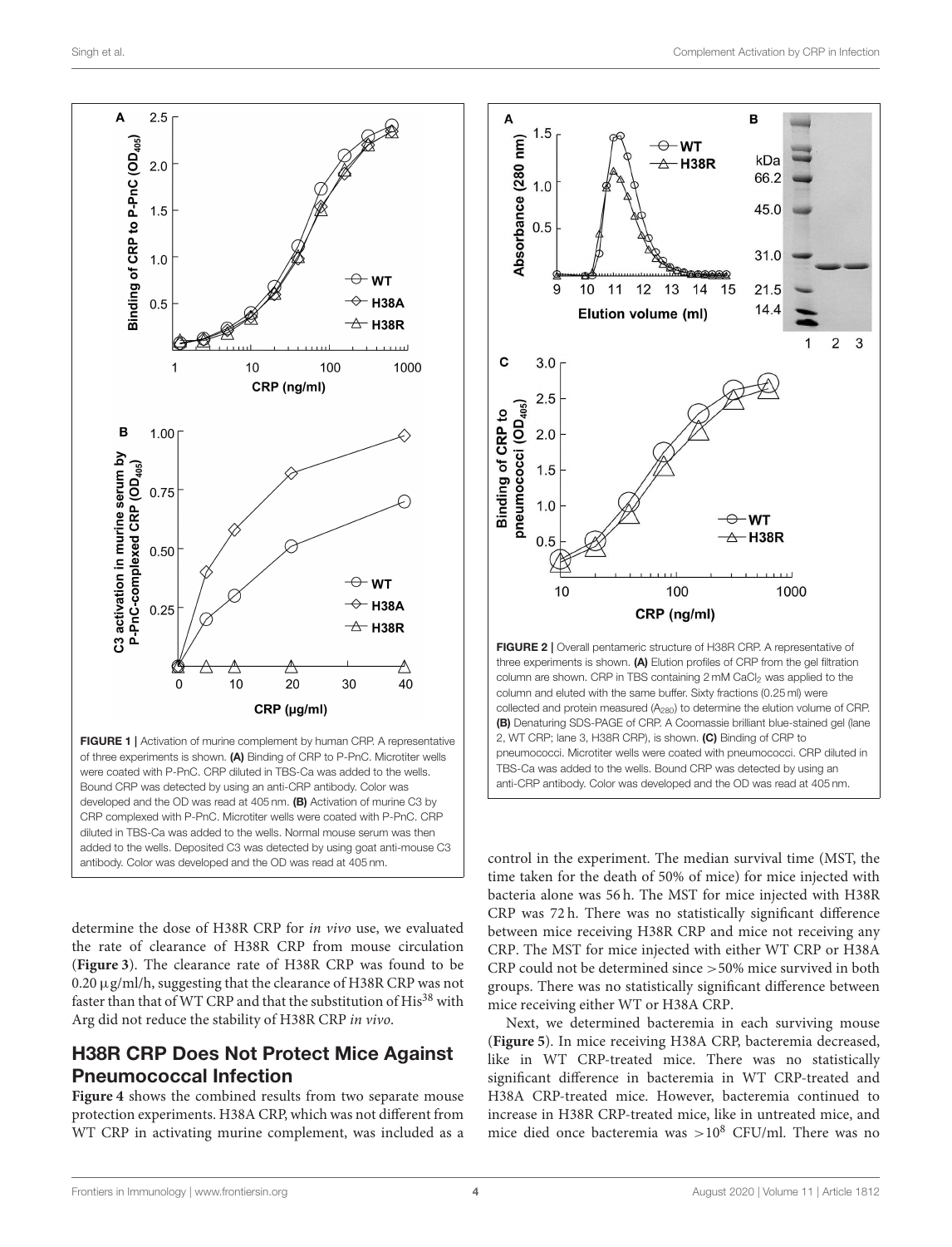**FIGURE 1 |** Activation of murine complement by human CRP. A representative of three experiments is shown. **(A)** Binding of CRP to P-PnC. Microtiter wells were coated with P-PnC. CRP diluted in TBS-Ca was added to the wells. Bound CRP was detected by using an anti-CRP antibody. Color was developed and the OD was read at 405 nm. **(B)** Activation of murine C3 by CRP complexed with P-PnC. Microtiter wells were coated with P-PnC. CRP diluted in TBS-Ca was added to the wells. Normal mouse serum was then added to the wells. Deposited C3 was detected by using goat anti-mouse C3 antibody. Color was developed and the OD was read at 405 nm.

**FIGURE 2 |** Overall pentameric structure of H38R CRP. A representative of three experiments is shown. **(A)** Elution profiles of CRP from the gel filtration column are shown. CRP in TBS containing 2 mM $CaCl_2$ was applied to the column and eluted with the same buffer. Sixty fractions (0.25 ml) were collected and protein measured ($A_{280}$) to determine the elution volume of CRP. **(B)** Denaturing SDS-PAGE of CRP. A Coomassie brilliant blue-stained gel (lane 2, WT CRP; lane 3, H38R CRP), is shown. **(C)** Binding of CRP to pneumococci. Microtiter wells were coated with pneumococci. CRP diluted in TBS-Ca was added to the wells. Bound CRP was detected by using an anti-CRP antibody. Color was developed and the OD was read at 405 nm.

determine the dose of H38R CRP for *in vivo* use, we evaluated the rate of clearance of H38R CRP from mouse circulation (**Figure 3**). The clearance rate of H38R CRP was found to be 0.20 μg/ml/h, suggesting that the clearance of H38R CRP was not faster than that of WT CRP and that the substitution of $His^{38}$ with Arg did not reduce the stability of H38R CRP *in vivo*.

## H38R CRP Does Not Protect Mice Against Pneumococcal Infection

**Figure 4** shows the combined results from two separate mouse protection experiments. H38A CRP, which was not different from WT CRP in activating murine complement, was included as a control in the experiment. The median survival time (MST, the time taken for the death of 50% of mice) for mice injected with bacteria alone was 56 h. The MST for mice injected with H38R CRP was 72 h. There was no statistically significant difference between mice receiving H38R CRP and mice not receiving any CRP. The MST for mice injected with either WT CRP or H38A CRP could not be determined since >50% mice survived in both groups. There was no statistically significant difference between mice receiving either WT or H38A CRP.

Next, we determined bacteremia in each surviving mouse (**Figure 5**). In mice receiving H38A CRP, bacteremia decreased, like in WT CRP-treated mice. There was no statistically significant difference in bacteremia in WT CRP-treated and H38A CRP-treated mice. However, bacteremia continued to increase in H38R CRP-treated mice, like in untreated mice, and mice died once bacteremia was $>10^8$ CFU/ml. There was no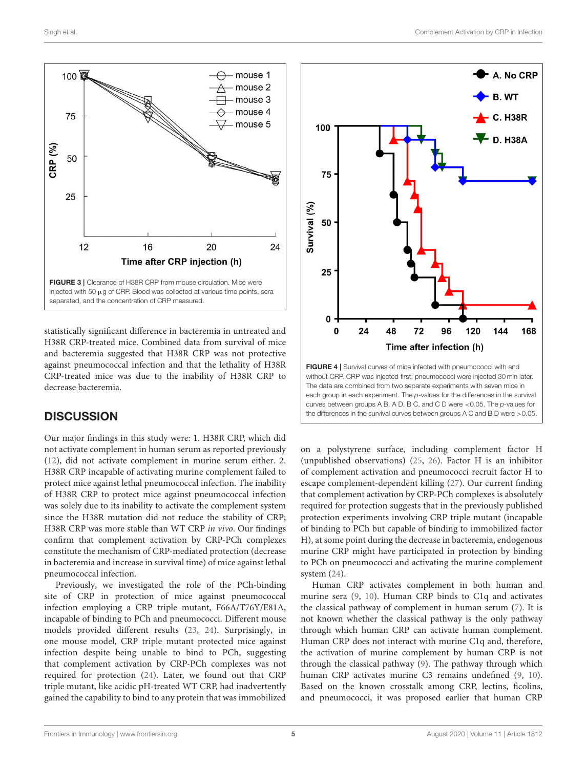FIGURE 3 | Clearance of H38R CRP from mouse circulation. Mice were injected with 50 μg of CRP. Blood was collected at various time points, sera separated, and the concentration of CRP measured.

FIGURE 4 | Survival curves of mice infected with pneumococci with and without CRP. CRP was injected first; pneumococci were injected 30 min later. The data are combined from two separate experiments with seven mice in each group in each experiment. The p-values for the differences in the survival curves between groups A B, A D, B C, and C D were <0.05. The p-values for the differences in the survival curves between groups A C and B D were >0.05.

statistically significant difference in bacteremia in untreated and H38R CRP-treated mice. Combined data from survival of mice and bacteremia suggested that H38R CRP was not protective against pneumococcal infection and that the lethality of H38R CRP-treated mice was due to the inability of H38R CRP to decrease bacteremia.

## DISCUSSION

Our major findings in this study were: 1. H38R CRP, which did not activate complement in human serum as reported previously (12), did not activate complement in murine serum either. 2. H38R CRP incapable of activating murine complement failed to protect mice against lethal pneumococcal infection. The inability of H38R CRP to protect mice against pneumococcal infection was solely due to its inability to activate the complement system since the H38R mutation did not reduce the stability of CRP; H38R CRP was more stable than WT CRP *in vivo*. Our findings confirm that complement activation by CRP-PCh complexes constitute the mechanism of CRP-mediated protection (decrease in bacteremia and increase in survival time) of mice against lethal pneumococcal infection.

Previously, we investigated the role of the PCh-binding site of CRP in protection of mice against pneumococcal infection employing a CRP triple mutant, F66A/T76Y/E81A, incapable of binding to PCh and pneumococci. Different mouse models provided different results (23, 24). Surprisingly, in one mouse model, CRP triple mutant protected mice against infection despite being unable to bind to PCh, suggesting that complement activation by CRP-PCh complexes was not required for protection (24). Later, we found out that CRP triple mutant, like acidic pH-treated WT CRP, had inadvertently gained the capability to bind to any protein that was immobilized on a polystyrene surface, including complement factor H (unpublished observations) (25, 26). Factor H is an inhibitor of complement activation and pneumococci recruit factor H to escape complement-dependent killing (27). Our current finding that complement activation by CRP-PCh complexes is absolutely required for protection suggests that in the previously published protection experiments involving CRP triple mutant (incapable of binding to PCh but capable of binding to immobilized factor H), at some point during the decrease in bacteremia, endogenous murine CRP might have participated in protection by binding to PCh on pneumococci and activating the murine complement system (24).

Human CRP activates complement in both human and murine sera (9, 10). Human CRP binds to C1q and activates the classical pathway of complement in human serum (7). It is not known whether the classical pathway is the only pathway through which human CRP can activate human complement. Human CRP does not interact with murine C1q and, therefore, the activation of murine complement by human CRP is not through the classical pathway (9). The pathway through which human CRP activates murine C3 remains undefined (9, 10). Based on the known crosstalk among CRP, lectins, ficolins, and pneumococci, it was proposed earlier that human CRP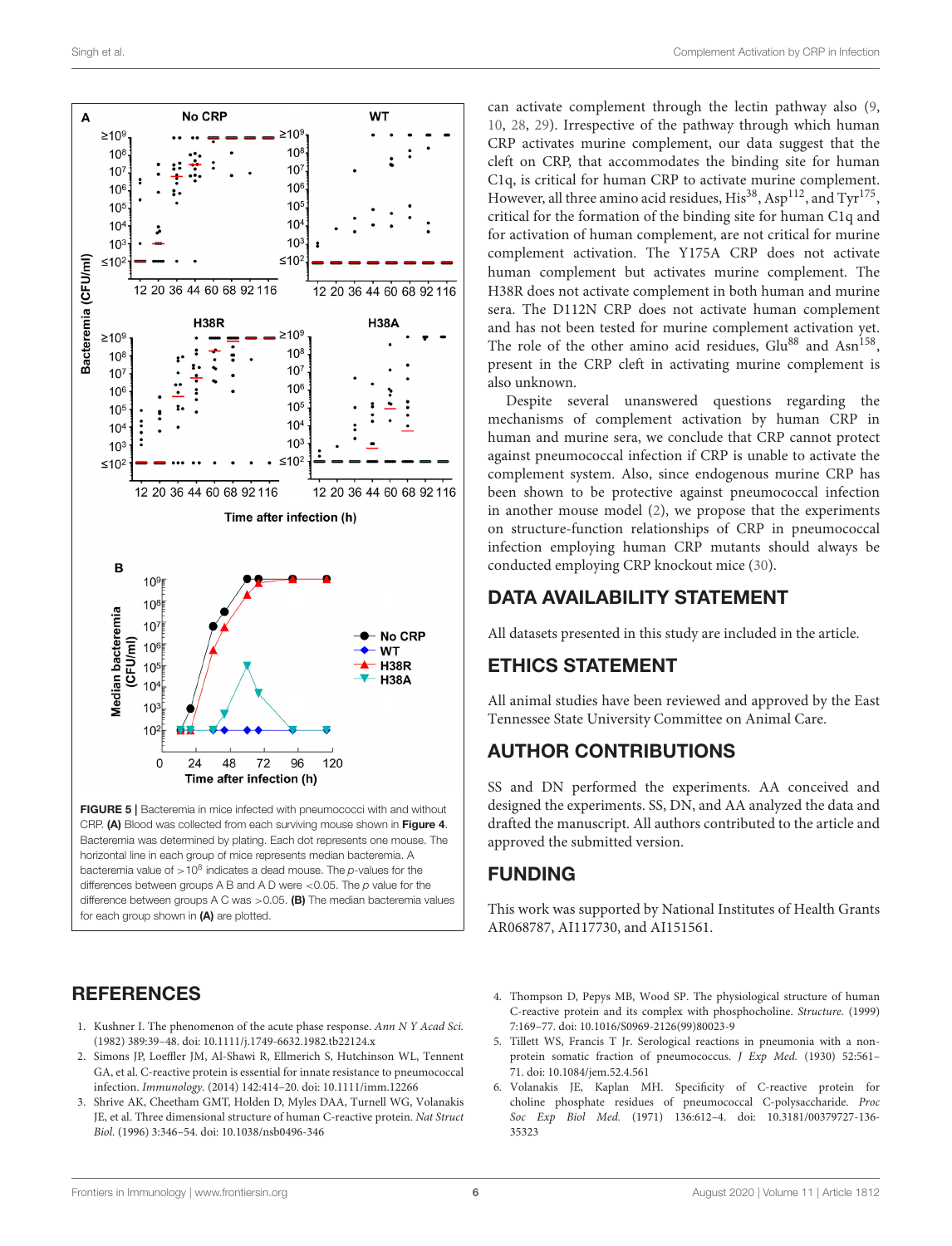FIGURE 5 | Bacteremia in mice infected with pneumococci with and without CRP. **(A)** Blood was collected from each surviving mouse shown in **Figure 4**. Bacteremia was determined by plating. Each dot represents one mouse. The horizontal line in each group of mice represents median bacteremia. A bacteremia value of $>10^8$ indicates a dead mouse. The p-values for the differences between groups A B and A D were $<0.05$. The p value for the difference between groups A C was $>0.05$. **(B)** The median bacteremia values for each group shown in **(A)** are plotted.

can activate complement through the lectin pathway also (9, 10, 28, 29). Irrespective of the pathway through which human CRP activates murine complement, our data suggest that the cleft on CRP, that accommodates the binding site for human C1q, is critical for human CRP to activate murine complement. However, all three amino acid residues, His[38], Asp[112], and Tyr[175], critical for the formation of the binding site for human C1q and for activation of human complement, are not critical for murine complement activation. The Y175A CRP does not activate human complement but activates murine complement. The H38R does not activate complement in both human and murine sera. The D112N CRP does not activate human complement and has not been tested for murine complement activation yet. The role of the other amino acid residues, Glu[88] and Asn[158], present in the CRP cleft in activating murine complement is also unknown.

Despite several unanswered questions regarding the mechanisms of complement activation by human CRP in human and murine sera, we conclude that CRP cannot protect against pneumococcal infection if CRP is unable to activate the complement system. Also, since endogenous murine CRP has been shown to be protective against pneumococcal infection in another mouse model (2), we propose that the experiments on structure-function relationships of CRP in pneumococcal infection employing human CRP mutants should always be conducted employing CRP knockout mice (30).

## DATA AVAILABILITY STATEMENT

All datasets presented in this study are included in the article.

## ETHICS STATEMENT

All animal studies have been reviewed and approved by the East Tennessee State University Committee on Animal Care.

## AUTHOR CONTRIBUTIONS

SS and DN performed the experiments. AA conceived and designed the experiments. SS, DN, and AA analyzed the data and drafted the manuscript. All authors contributed to the article and approved the submitted version.

## FUNDING

This work was supported by National Institutes of Health Grants AR068787, AI117730, and AI151561.

## REFERENCES

1. Kushner I. The phenomenon of the acute phase response. *Ann N Y Acad Sci.* (1982) 389:39–48. doi: 10.1111/j.1749-6632.1982.tb22124.x
2. Simons JP, Loeffler JM, Al-Shawi R, Ellmerich S, Hutchinson WL, Tennent GA, et al. C-reactive protein is essential for innate resistance to pneumococcal infection. *Immunology.* (2014) 142:414–20. doi: 10.1111/imm.12266
3. Shrive AK, Cheetham GMT, Holden D, Myles DAA, Turnell WG, Volanakis JE, et al. Three dimensional structure of human C-reactive protein. *Nat Struct Biol.* (1996) 3:346–54. doi: 10.1038/nsb0496-346
4. Thompson D, Pepys MB, Wood SP. The physiological structure of human C-reactive protein and its complex with phosphocholine. *Structure.* (1999) 7:169–77. doi: 10.1016/S0969-2126(99)80023-9
5. Tillett WS, Francis T Jr. Serological reactions in pneumonia with a non-protein somatic fraction of pneumococcus. *J Exp Med.* (1930) 52:561–71. doi: 10.1084/jem.52.4.561
6. Volanakis JE, Kaplan MH. Specificity of C-reactive protein for choline phosphate residues of pneumococcal C-polysaccharide. *Proc Soc Exp Biol Med.* (1971) 136:612–4. doi: 10.3181/00379727-136-35323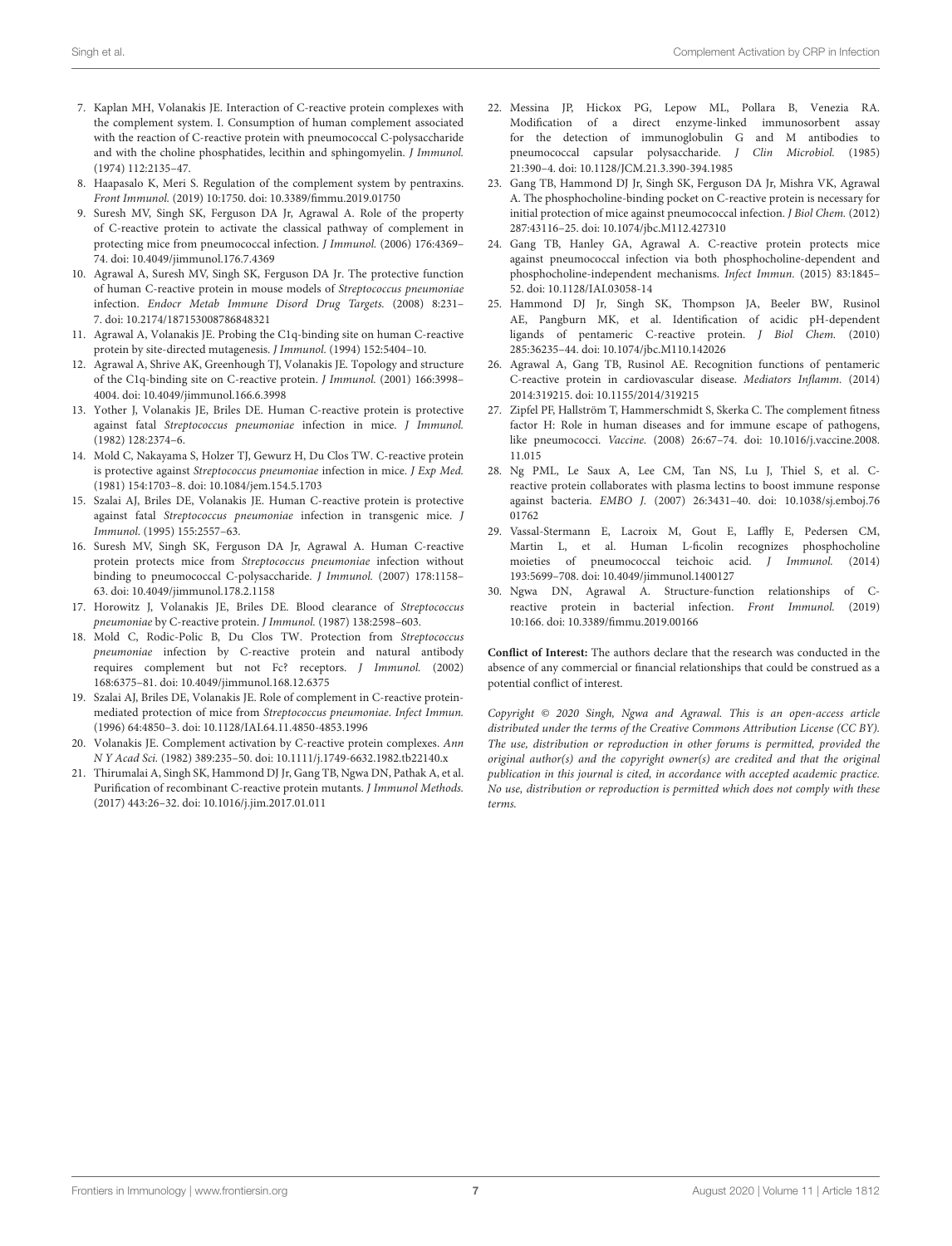7. Kaplan MH, Volanakis JE. Interaction of C-reactive protein complexes with the complement system. I. Consumption of human complement associated with the reaction of C-reactive protein with pneumococcal C-polysaccharide and with the choline phosphatides, lecithin and sphingomyelin. *J Immunol.* (1974) 112:2135–47.
8. Haapasalo K, Meri S. Regulation of the complement system by pentraxins. *Front Immunol.* (2019) 10:1750. doi: 10.3389/fimmu.2019.01750
9. Suresh MV, Singh SK, Ferguson DA Jr, Agrawal A. Role of the property of C-reactive protein to activate the classical pathway of complement in protecting mice from pneumococcal infection. *J Immunol.* (2006) 176:4369–74. doi: 10.4049/jimmunol.176.7.4369
10. Agrawal A, Suresh MV, Singh SK, Ferguson DA Jr. The protective function of human C-reactive protein in mouse models of *Streptococcus pneumoniae* infection. *Endocr Metab Immune Disord Drug Targets.* (2008) 8:231–7. doi: 10.2174/187153008786848321
11. Agrawal A, Volanakis JE. Probing the C1q-binding site on human C-reactive protein by site-directed mutagenesis. *J Immunol.* (1994) 152:5404–10.
12. Agrawal A, Shrive AK, Greenhough TJ, Volanakis JE. Topology and structure of the C1q-binding site on C-reactive protein. *J Immunol.* (2001) 166:3998–4004. doi: 10.4049/jimmunol.166.6.3998
13. Yother J, Volanakis JE, Briles DE. Human C-reactive protein is protective against fatal *Streptococcus pneumoniae* infection in mice. *J Immunol.* (1982) 128:2374–6.
14. Mold C, Nakayama S, Holzer TJ, Gewurz H, Du Clos TW. C-reactive protein is protective against *Streptococcus pneumoniae* infection in mice. *J Exp Med.* (1981) 154:1703–8. doi: 10.1084/jem.154.5.1703
15. Szalai AJ, Briles DE, Volanakis JE. Human C-reactive protein is protective against fatal *Streptococcus pneumoniae* infection in transgenic mice. *J Immunol.* (1995) 155:2557–63.
16. Suresh MV, Singh SK, Ferguson DA Jr, Agrawal A. Human C-reactive protein protects mice from *Streptococcus pneumoniae* infection without binding to pneumococcal C-polysaccharide. *J Immunol.* (2007) 178:1158–63. doi: 10.4049/jimmunol.178.2.1158
17. Horowitz J, Volanakis JE, Briles DE. Blood clearance of *Streptococcus pneumoniae* by C-reactive protein. *J Immunol.* (1987) 138:2598–603.
18. Mold C, Rodic-Polic B, Du Clos TW. Protection from *Streptococcus pneumoniae* infection by C-reactive protein and natural antibody requires complement but not Fc? receptors. *J Immunol.* (2002) 168:6375–81. doi: 10.4049/jimmunol.168.12.6375
19. Szalai AJ, Briles DE, Volanakis JE. Role of complement in C-reactive protein-mediated protection of mice from *Streptococcus pneumoniae*. *Infect Immun.* (1996) 64:4850–3. doi: 10.1128/IAI.64.11.4850-4853.1996
20. Volanakis JE. Complement activation by C-reactive protein complexes. *Ann N Y Acad Sci.* (1982) 389:235–50. doi: 10.1111/j.1749-6632.1982.tb22140.x
21. Thirumalai A, Singh SK, Hammond DJ Jr, Gang TB, Ngwa DN, Pathak A, et al. Purification of recombinant C-reactive protein mutants. *J Immunol Methods.* (2017) 443:26–32. doi: 10.1016/j.jim.2017.01.011
22. Messina JP, Hickox PG, Lepow ML, Pollara B, Venezia RA. Modification of a direct enzyme-linked immunosorbent assay for the detection of immunoglobulin G and M antibodies to pneumococcal capsular polysaccharide. *J Clin Microbiol.* (1985) 21:390–4. doi: 10.1128/JCM.21.3.390-394.1985
23. Gang TB, Hammond DJ Jr, Singh SK, Ferguson DA Jr, Mishra VK, Agrawal A. The phosphocholine-binding pocket on C-reactive protein is necessary for initial protection of mice against pneumococcal infection. *J Biol Chem.* (2012) 287:43116–25. doi: 10.1074/jbc.M112.427310
24. Gang TB, Hanley GA, Agrawal A. C-reactive protein protects mice against pneumococcal infection via both phosphocholine-dependent and phosphocholine-independent mechanisms. *Infect Immun.* (2015) 83:1845–52. doi: 10.1128/IAI.03058-14
25. Hammond DJ Jr, Singh SK, Thompson JA, Beeler BW, Rusinol AE, Pangburn MK, et al. Identification of acidic pH-dependent ligands of pentameric C-reactive protein. *J Biol Chem.* (2010) 285:36235–44. doi: 10.1074/jbc.M110.142026
26. Agrawal A, Gang TB, Rusinol AE. Recognition functions of pentameric C-reactive protein in cardiovascular disease. *Mediators Inflamm.* (2014) 2014:319215. doi: 10.1155/2014/319215
27. Zipfel PF, Hallström T, Hammerschmidt S, Skerka C. The complement fitness factor H: Role in human diseases and for immune escape of pathogens, like pneumococci. *Vaccine.* (2008) 26:67–74. doi: 10.1016/j.vaccine.2008.11.015
28. Ng PML, Le Saux A, Lee CM, Tan NS, Lu J, Thiel S, et al. C-reactive protein collaborates with plasma lectins to boost immune response against bacteria. *EMBO J.* (2007) 26:3431–40. doi: 10.1038/sj.emboj.7601762
29. Vassal-Stermann E, Lacroix M, Gout E, Laffly E, Pedersen CM, Martin L, et al. Human L-ficolin recognizes phosphocholine moieties of pneumococcal teichoic acid. *J Immunol.* (2014) 193:5699–708. doi: 10.4049/jimmunol.1400127
30. Ngwa DN, Agrawal A. Structure-function relationships of C-reactive protein in bacterial infection. *Front Immunol.* (2019) 10:166. doi: 10.3389/fimmu.2019.00166

**Conflict of Interest:** The authors declare that the research was conducted in the absence of any commercial or financial relationships that could be construed as a potential conflict of interest.

*Copyright © 2020 Singh, Ngwa and Agrawal. This is an open-access article distributed under the terms of the Creative Commons Attribution License (CC BY). The use, distribution or reproduction in other forums is permitted, provided the original author(s) and the copyright owner(s) are credited and that the original publication in this journal is cited, in accordance with accepted academic practice. No use, distribution or reproduction is permitted which does not comply with these terms.*